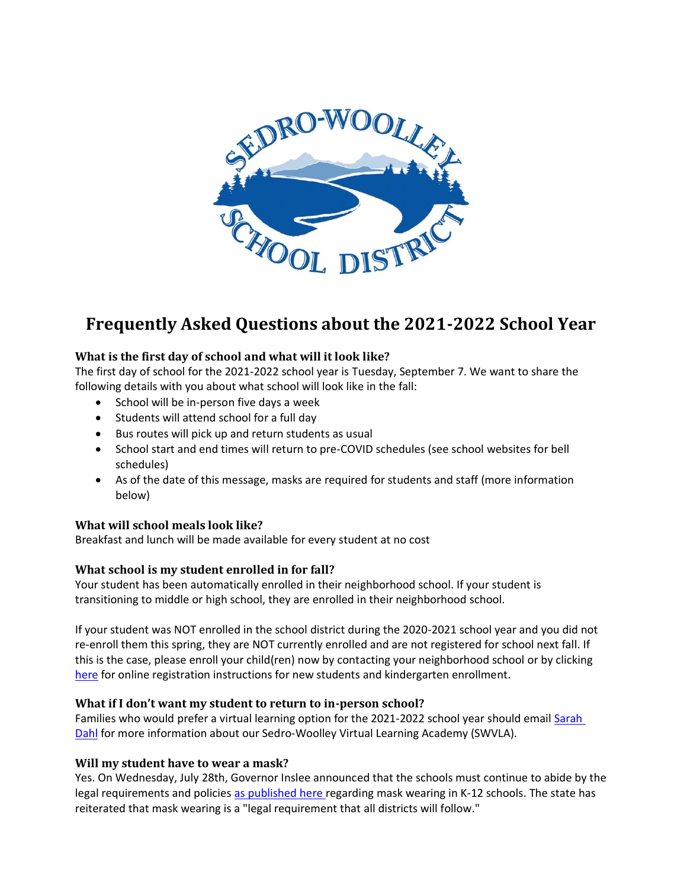# Frequently Asked Questions about the 2021-2022 School Year

### What is the first day of school and what will it look like?

The first day of school for the 2021-2022 school year is Tuesday, September 7. We want to share the following details with you about what school will look like in the fall:

- School will be in-person five days a week
- Students will attend school for a full day
- Bus routes will pick up and return students as usual
- School start and end times will return to pre-COVID schedules (see school websites for bell schedules)
- As of the date of this message, masks are required for students and staff (more information below)

### What will school meals look like?

Breakfast and lunch will be made available for every student at no cost

### What school is my student enrolled in for fall?

Your student has been automatically enrolled in their neighborhood school. If your student is transitioning to middle or high school, they are enrolled in their neighborhood school.

If your student was NOT enrolled in the school district during the 2020-2021 school year and you did not re-enroll them this spring, they are NOT currently enrolled and are not registered for school next fall. If this is the case, please enroll your child(ren) now by contacting your neighborhood school or by clicking here for online registration instructions for new students and kindergarten enrollment.

### What if I don't want my student to return to in-person school?

Families who would prefer a virtual learning option for the 2021-2022 school year should email Sarah Dahl for more information about our Sedro-Woolley Virtual Learning Academy (SWVLA).

### Will my student have to wear a mask?

Yes. On Wednesday, July 28th, Governor Inslee announced that the schools must continue to abide by the legal requirements and policies as published here regarding mask wearing in K-12 schools. The state has reiterated that mask wearing is a "legal requirement that all districts will follow."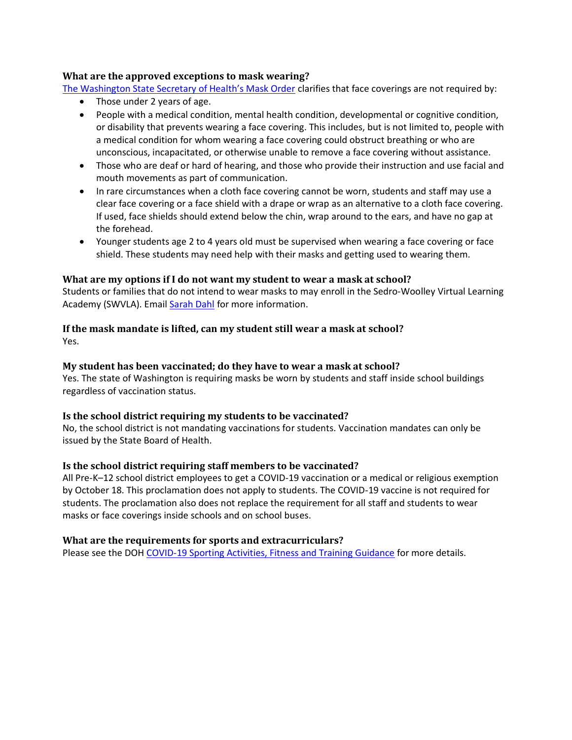### What are the approved exceptions to mask wearing?

[The Washington State Secretary of Health's Mask Order](#) clarifies that face coverings are not required by:

- Those under 2 years of age.
- People with a medical condition, mental health condition, developmental or cognitive condition, or disability that prevents wearing a face covering. This includes, but is not limited to, people with a medical condition for whom wearing a face covering could obstruct breathing or who are unconscious, incapacitated, or otherwise unable to remove a face covering without assistance.
- Those who are deaf or hard of hearing, and those who provide their instruction and use facial and mouth movements as part of communication.
- In rare circumstances when a cloth face covering cannot be worn, students and staff may use a clear face covering or a face shield with a drape or wrap as an alternative to a cloth face covering. If used, face shields should extend below the chin, wrap around to the ears, and have no gap at the forehead.
- Younger students age 2 to 4 years old must be supervised when wearing a face covering or face shield. These students may need help with their masks and getting used to wearing them.

### What are my options if I do not want my student to wear a mask at school?

Students or families that do not intend to wear masks to may enroll in the Sedro-Woolley Virtual Learning Academy (SWVLA). Email [Sarah Dahl](#) for more information.

### If the mask mandate is lifted, can my student still wear a mask at school?

Yes.

### My student has been vaccinated; do they have to wear a mask at school?

Yes. The state of Washington is requiring masks be worn by students and staff inside school buildings regardless of vaccination status.

### Is the school district requiring my students to be vaccinated?

No, the school district is not mandating vaccinations for students. Vaccination mandates can only be issued by the State Board of Health.

### Is the school district requiring staff members to be vaccinated?

All Pre-K–12 school district employees to get a COVID-19 vaccination or a medical or religious exemption by October 18. This proclamation does not apply to students. The COVID-19 vaccine is not required for students. The proclamation also does not replace the requirement for all staff and students to wear masks or face coverings inside schools and on school buses.

### What are the requirements for sports and extracurriculars?

Please see the DOH [COVID-19 Sporting Activities, Fitness and Training Guidance](#) for more details.